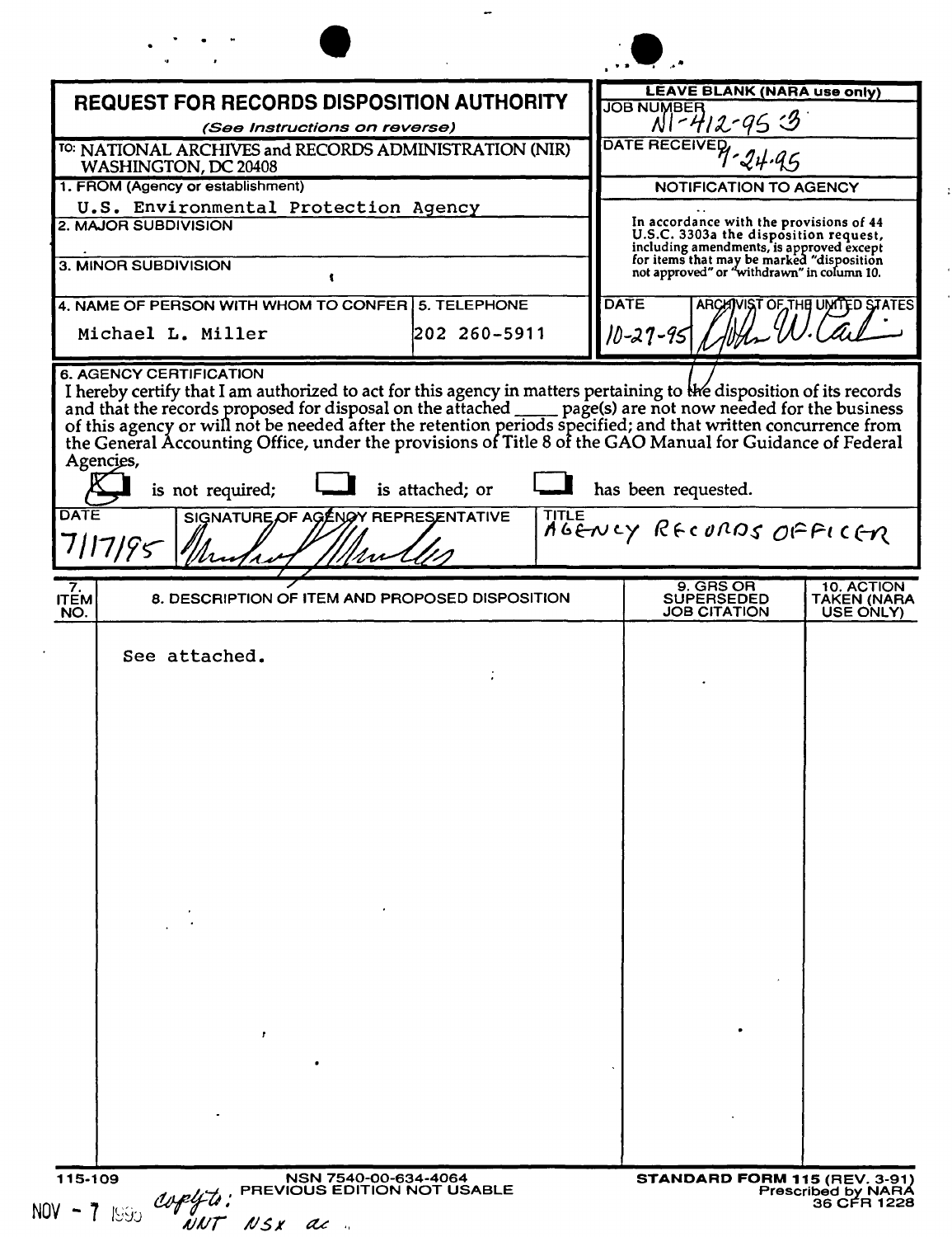# REQUEST FOR RECORDS DISPOSITION AUTHORITY

*(See Instructions on reverse)*

TO: NATIONAL ARCHIVES and RECORDS ADMINISTRATION (NIR)
WASHINGTON, DC 20408

**LEAVE BLANK (NARA use only)**

JOB NUMBER: N1-412-95-3

DATE RECEIVED: 7-24-95

**NOTIFICATION TO AGENCY**

In accordance with the provisions of 44 U.S.C. 3303a the disposition request, including amendments, is approved except for items that may be marked "disposition not approved" or "withdrawn" in column 10.

DATE: 10-27-95

ARCHIVIST OF THE UNITED STATES: John W. Carlin

1. FROM (Agency or establishment)
U.S. Environmental Protection Agency

2. MAJOR SUBDIVISION

3. MINOR SUBDIVISION

4. NAME OF PERSON WITH WHOM TO CONFER
Michael L. Miller

5. TELEPHONE
202 260-5911

6. AGENCY CERTIFICATION

I hereby certify that I am authorized to act for this agency in matters pertaining to the disposition of its records and that the records proposed for disposal on the attached _____ page(s) are not now needed for the business of this agency or will not be needed after the retention periods specified; and that written concurrence from the General Accounting Office, under the provisions of Title 8 of the GAO Manual for Guidance of Federal Agencies,

[X] is not required; [ ] is attached; or [ ] has been requested.

DATE: 7/17/95

SIGNATURE OF AGENCY REPRESENTATIVE: Michael Miller

TITLE: AGENCY RECORDS OFFICER

| 7. ITEM NO. | 8. DESCRIPTION OF ITEM AND PROPOSED DISPOSITION | 9. GRS OR SUPERSEDED JOB CITATION | 10. ACTION TAKEN (NARA USE ONLY) |
|---|---|---|---|
| | See attached. | | |

115-109 NSN 7540-00-634-4064 PREVIOUS EDITION NOT USABLE

STANDARD FORM 115 (REV. 3-91) Prescribed by NARA 36 CFR 1228

NOV - 7 1995 copy to: NNT NSX ac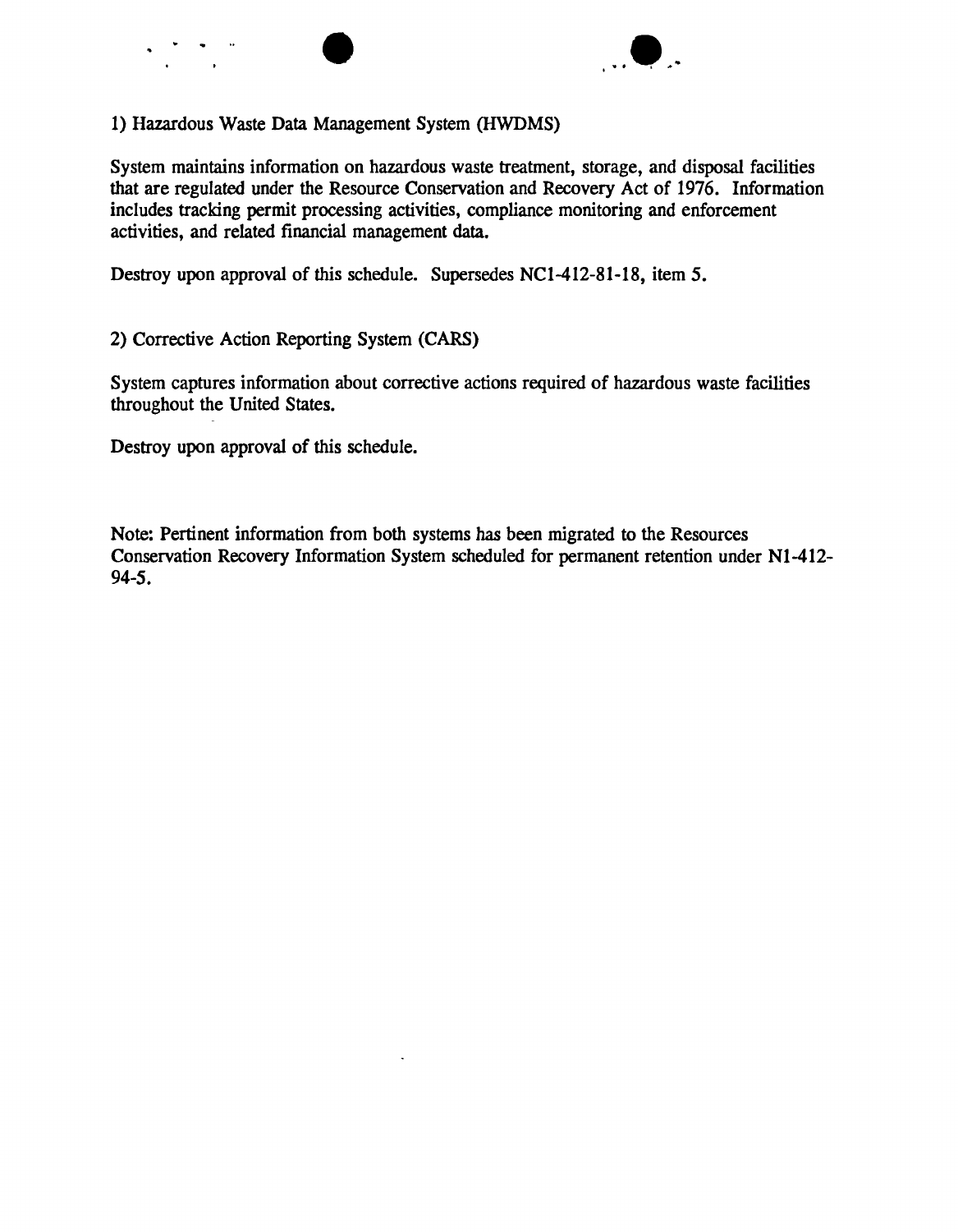1) Hazardous Waste Data Management System (HWDMS)

System maintains information on hazardous waste treatment, storage, and disposal facilities that are regulated under the Resource Conservation and Recovery Act of 1976. Information includes tracking permit processing activities, compliance monitoring and enforcement activities, and related financial management data.

Destroy upon approval of this schedule. Supersedes NC1-412-81-18, item 5.

2) Corrective Action Reporting System (CARS)

System captures information about corrective actions required of hazardous waste facilities throughout the United States.

Destroy upon approval of this schedule.

Note: Pertinent information from both systems has been migrated to the Resources Conservation Recovery Information System scheduled for permanent retention under N1-412-94-5.